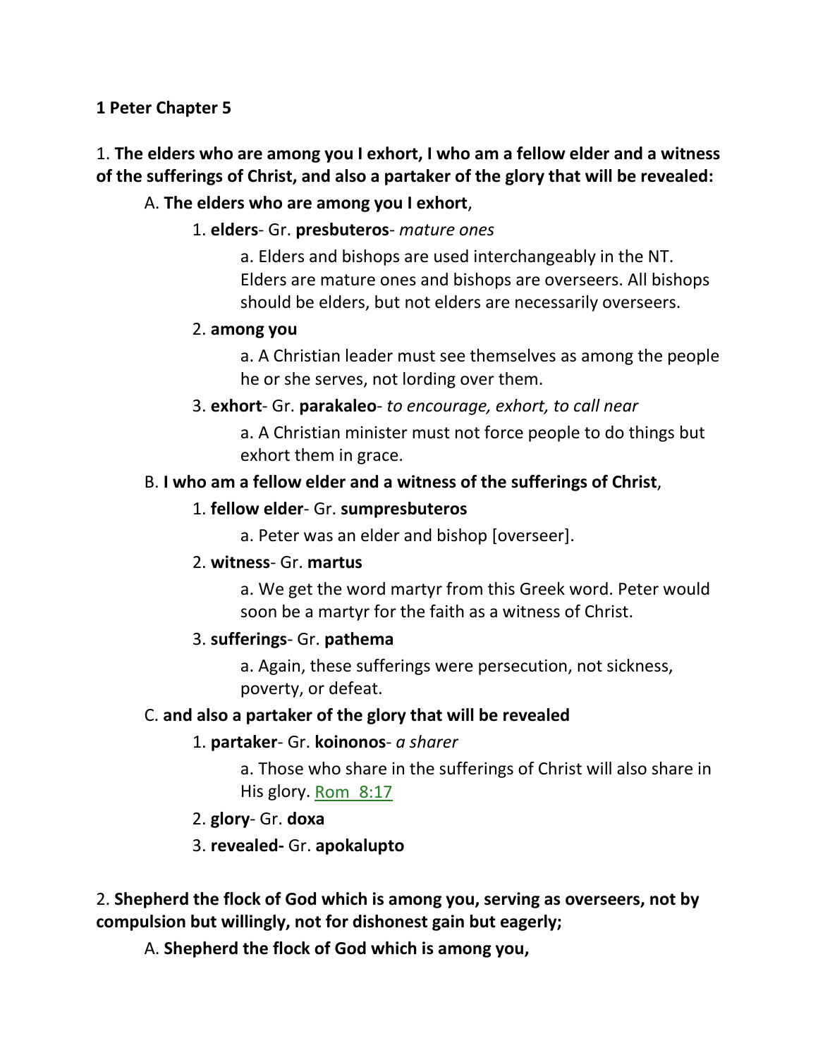**1 Peter Chapter 5**

1. **The elders who are among you I exhort, I who am a fellow elder and a witness of the sufferings of Christ, and also a partaker of the glory that will be revealed:**

A. **The elders who are among you I exhort**,

1. **elders**- Gr. **presbuteros**- *mature ones*

a. Elders and bishops are used interchangeably in the NT. Elders are mature ones and bishops are overseers. All bishops should be elders, but not elders are necessarily overseers.

2. **among you**

a. A Christian leader must see themselves as among the people he or she serves, not lording over them.

3. **exhort**- Gr. **parakaleo**- *to encourage, exhort, to call near*

a. A Christian minister must not force people to do things but exhort them in grace.

B. **I who am a fellow elder and a witness of the sufferings of Christ**,

1. **fellow elder**- Gr. **sumpresbuteros**

a. Peter was an elder and bishop [overseer].

2. **witness**- Gr. **martus**

a. We get the word martyr from this Greek word. Peter would soon be a martyr for the faith as a witness of Christ.

3. **sufferings**- Gr. **pathema**

a. Again, these sufferings were persecution, not sickness, poverty, or defeat.

C. **and also a partaker of the glory that will be revealed**

1. **partaker**- Gr. **koinonos**- *a sharer*

a. Those who share in the sufferings of Christ will also share in His glory. Rom 8:17

2. **glory**- Gr. **doxa**

3. **revealed-** Gr. **apokalupto**

2. **Shepherd the flock of God which is among you, serving as overseers, not by compulsion but willingly, not for dishonest gain but eagerly;**

A. **Shepherd the flock of God which is among you,**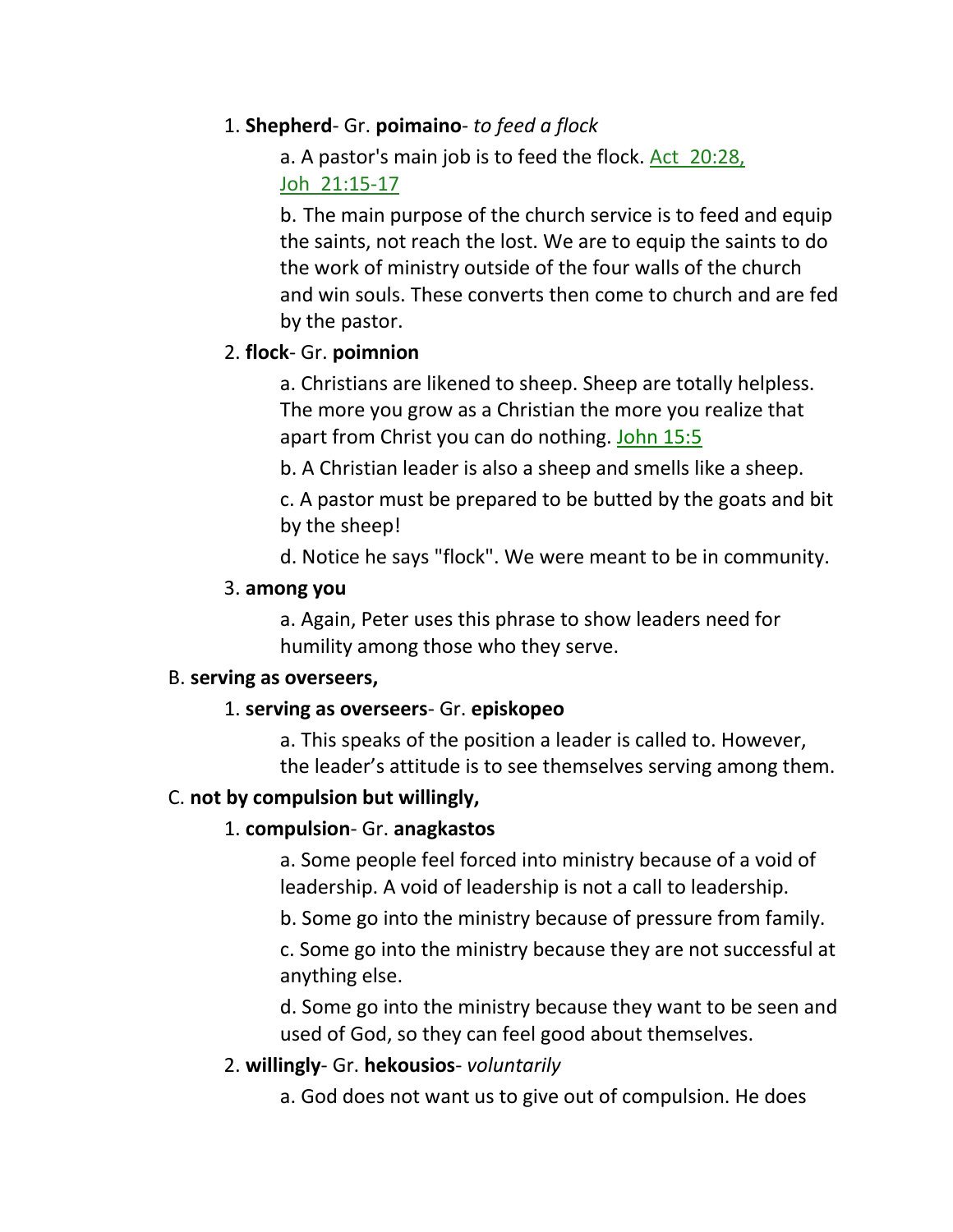1. **Shepherd**- Gr. **poimaino**- *to feed a flock*

    a. A pastor's main job is to feed the flock. Act 20:28, Joh 21:15-17

    b. The main purpose of the church service is to feed and equip the saints, not reach the lost. We are to equip the saints to do the work of ministry outside of the four walls of the church and win souls. These converts then come to church and are fed by the pastor.

2. **flock**- Gr. **poimnion**

    a. Christians are likened to sheep. Sheep are totally helpless. The more you grow as a Christian the more you realize that apart from Christ you can do nothing. John 15:5

    b. A Christian leader is also a sheep and smells like a sheep.

    c. A pastor must be prepared to be butted by the goats and bit by the sheep!

    d. Notice he says "flock". We were meant to be in community.

3. **among you**

    a. Again, Peter uses this phrase to show leaders need for humility among those who they serve.

B. **serving as overseers,**

1. **serving as overseers**- Gr. **episkopeo**

    a. This speaks of the position a leader is called to. However, the leader's attitude is to see themselves serving among them.

C. **not by compulsion but willingly,**

1. **compulsion**- Gr. **anagkastos**

    a. Some people feel forced into ministry because of a void of leadership. A void of leadership is not a call to leadership.

    b. Some go into the ministry because of pressure from family.

    c. Some go into the ministry because they are not successful at anything else.

    d. Some go into the ministry because they want to be seen and used of God, so they can feel good about themselves.

2. **willingly**- Gr. **hekousios**- *voluntarily*

    a. God does not want us to give out of compulsion. He does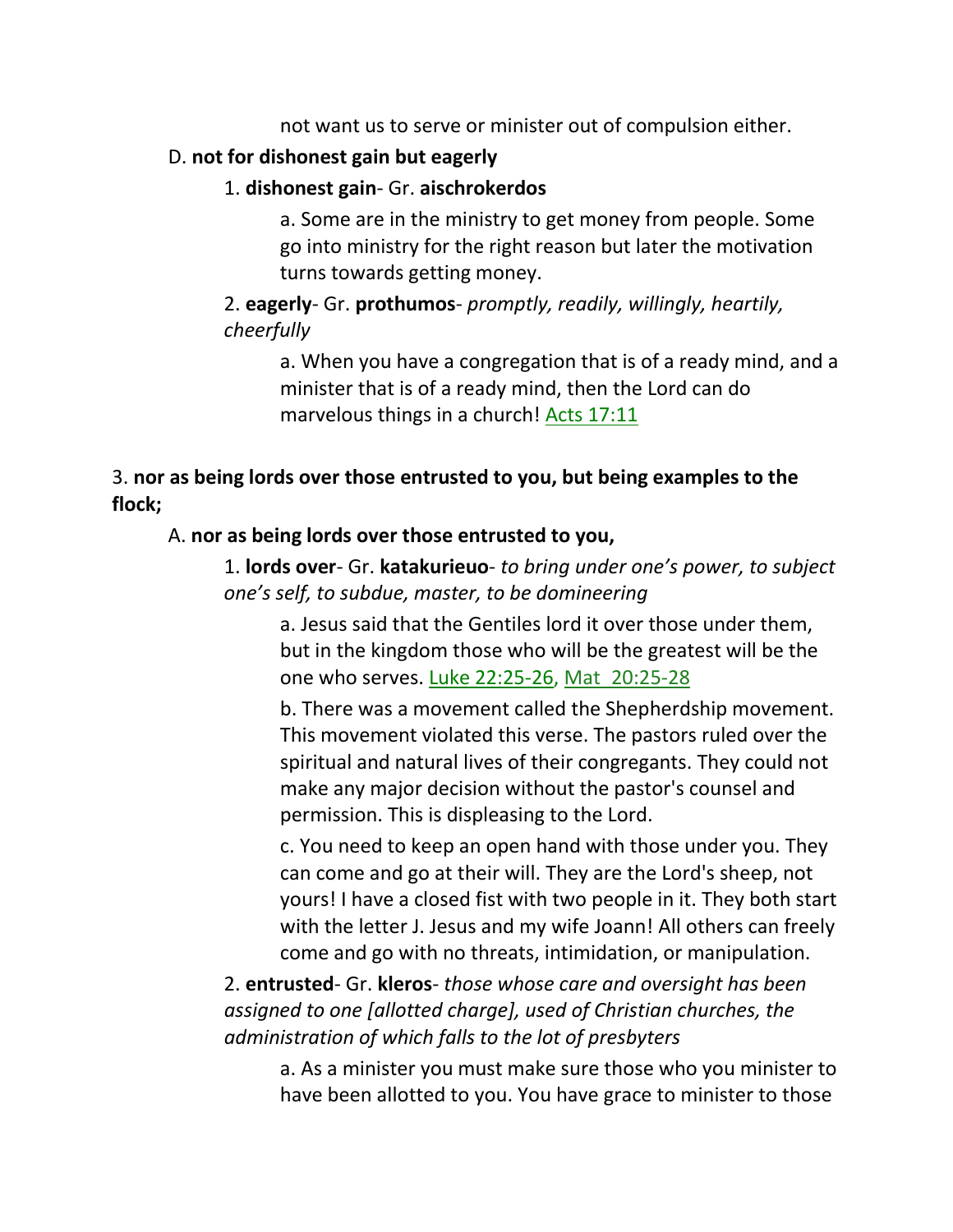not want us to serve or minister out of compulsion either.

D. **not for dishonest gain but eagerly**

1. **dishonest gain**- Gr. **aischrokerdos**

a. Some are in the ministry to get money from people. Some go into ministry for the right reason but later the motivation turns towards getting money.

2. **eagerly**- Gr. **prothumos**- *promptly, readily, willingly, heartily, cheerfully*

a. When you have a congregation that is of a ready mind, and a minister that is of a ready mind, then the Lord can do marvelous things in a church! Acts 17:11

3. **nor as being lords over those entrusted to you, but being examples to the flock;**

A. **nor as being lords over those entrusted to you,**

1. **lords over**- Gr. **katakurieuo**- *to bring under one's power, to subject one's self, to subdue, master, to be domineering*

a. Jesus said that the Gentiles lord it over those under them, but in the kingdom those who will be the greatest will be the one who serves. Luke 22:25-26, Mat 20:25-28

b. There was a movement called the Shepherdship movement. This movement violated this verse. The pastors ruled over the spiritual and natural lives of their congregants. They could not make any major decision without the pastor's counsel and permission. This is displeasing to the Lord.

c. You need to keep an open hand with those under you. They can come and go at their will. They are the Lord's sheep, not yours! I have a closed fist with two people in it. They both start with the letter J. Jesus and my wife Joann! All others can freely come and go with no threats, intimidation, or manipulation.

2. **entrusted**- Gr. **kleros**- *those whose care and oversight has been assigned to one [allotted charge], used of Christian churches, the administration of which falls to the lot of presbyters*

a. As a minister you must make sure those who you minister to have been allotted to you. You have grace to minister to those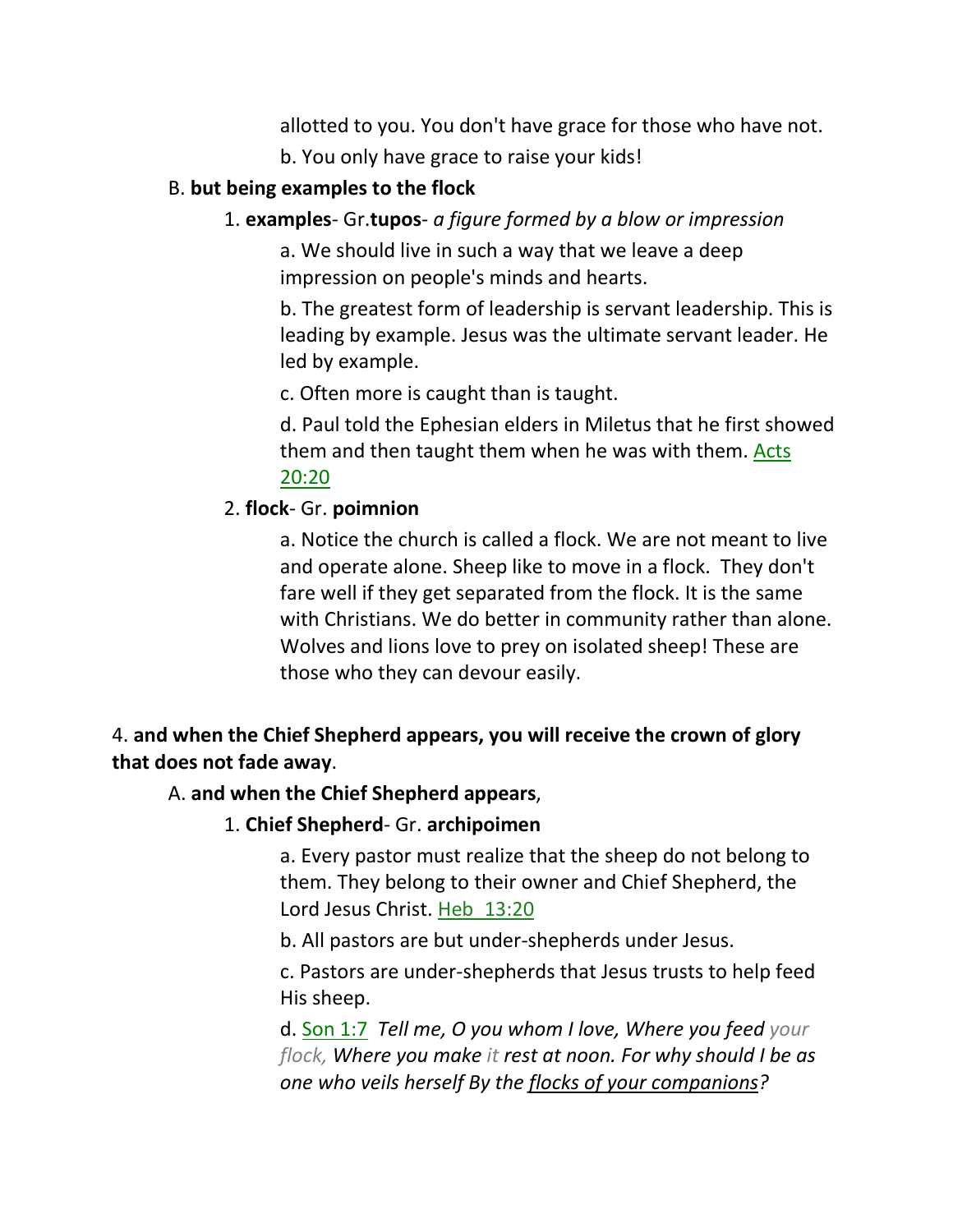allotted to you. You don't have grace for those who have not.

b. You only have grace to raise your kids!

B. **but being examples to the flock**

1. **examples**- Gr.**tupos**- *a figure formed by a blow or impression*

a. We should live in such a way that we leave a deep impression on people's minds and hearts.

b. The greatest form of leadership is servant leadership. This is leading by example. Jesus was the ultimate servant leader. He led by example.

c. Often more is caught than is taught.

d. Paul told the Ephesian elders in Miletus that he first showed them and then taught them when he was with them. Acts 20:20

2. **flock**- Gr. **poimnion**

a. Notice the church is called a flock. We are not meant to live and operate alone. Sheep like to move in a flock. They don't fare well if they get separated from the flock. It is the same with Christians. We do better in community rather than alone. Wolves and lions love to prey on isolated sheep! These are those who they can devour easily.

4. **and when the Chief Shepherd appears, you will receive the crown of glory that does not fade away**.

A. **and when the Chief Shepherd appears**,

1. **Chief Shepherd**- Gr. **archipoimen**

a. Every pastor must realize that the sheep do not belong to them. They belong to their owner and Chief Shepherd, the Lord Jesus Christ. Heb 13:20

b. All pastors are but under-shepherds under Jesus.

c. Pastors are under-shepherds that Jesus trusts to help feed His sheep.

d. Son 1:7 *Tell me, O you whom I love, Where you feed your flock, Where you make it rest at noon. For why should I be as one who veils herself By the flocks of your companions?*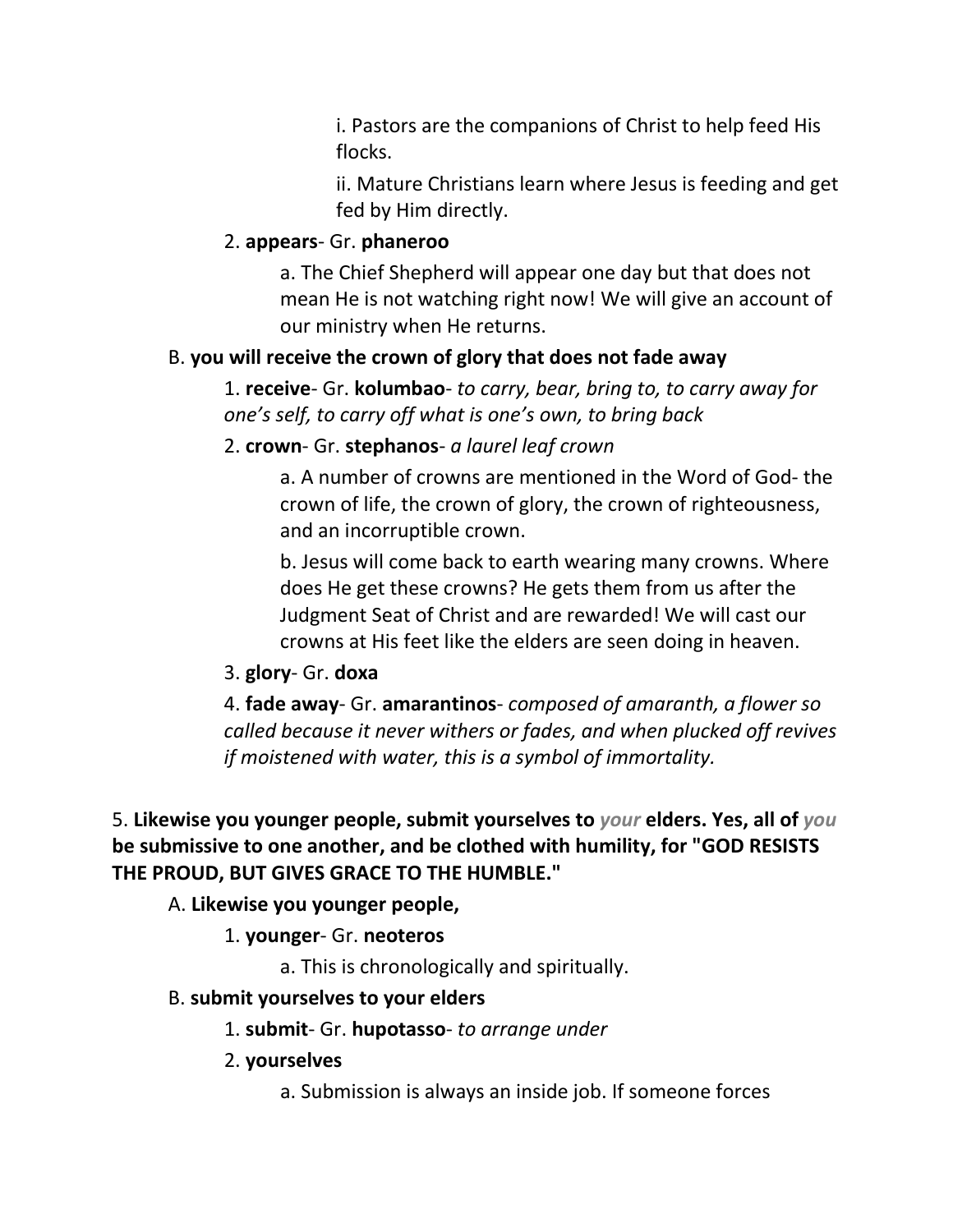i. Pastors are the companions of Christ to help feed His flocks.

ii. Mature Christians learn where Jesus is feeding and get fed by Him directly.

2. **appears**- Gr. **phaneroo**

a. The Chief Shepherd will appear one day but that does not mean He is not watching right now! We will give an account of our ministry when He returns.

B. **you will receive the crown of glory that does not fade away**

1. **receive**- Gr. **kolumbao**- *to carry, bear, bring to, to carry away for one's self, to carry off what is one's own, to bring back*

2. **crown**- Gr. **stephanos**- *a laurel leaf crown*

a. A number of crowns are mentioned in the Word of God- the crown of life, the crown of glory, the crown of righteousness, and an incorruptible crown.

b. Jesus will come back to earth wearing many crowns. Where does He get these crowns? He gets them from us after the Judgment Seat of Christ and are rewarded! We will cast our crowns at His feet like the elders are seen doing in heaven.

3. **glory**- Gr. **doxa**

4. **fade away**- Gr. **amarantinos**- *composed of amaranth, a flower so called because it never withers or fades, and when plucked off revives if moistened with water, this is a symbol of immortality.*

5. **Likewise you younger people, submit yourselves to *your* elders. Yes, all of *you* be submissive to one another, and be clothed with humility, for "GOD RESISTS THE PROUD, BUT GIVES GRACE TO THE HUMBLE."**

A. **Likewise you younger people,**

1. **younger**- Gr. **neoteros**

a. This is chronologically and spiritually.

B. **submit yourselves to your elders**

1. **submit**- Gr. **hupotasso**- *to arrange under*

2. **yourselves**

a. Submission is always an inside job. If someone forces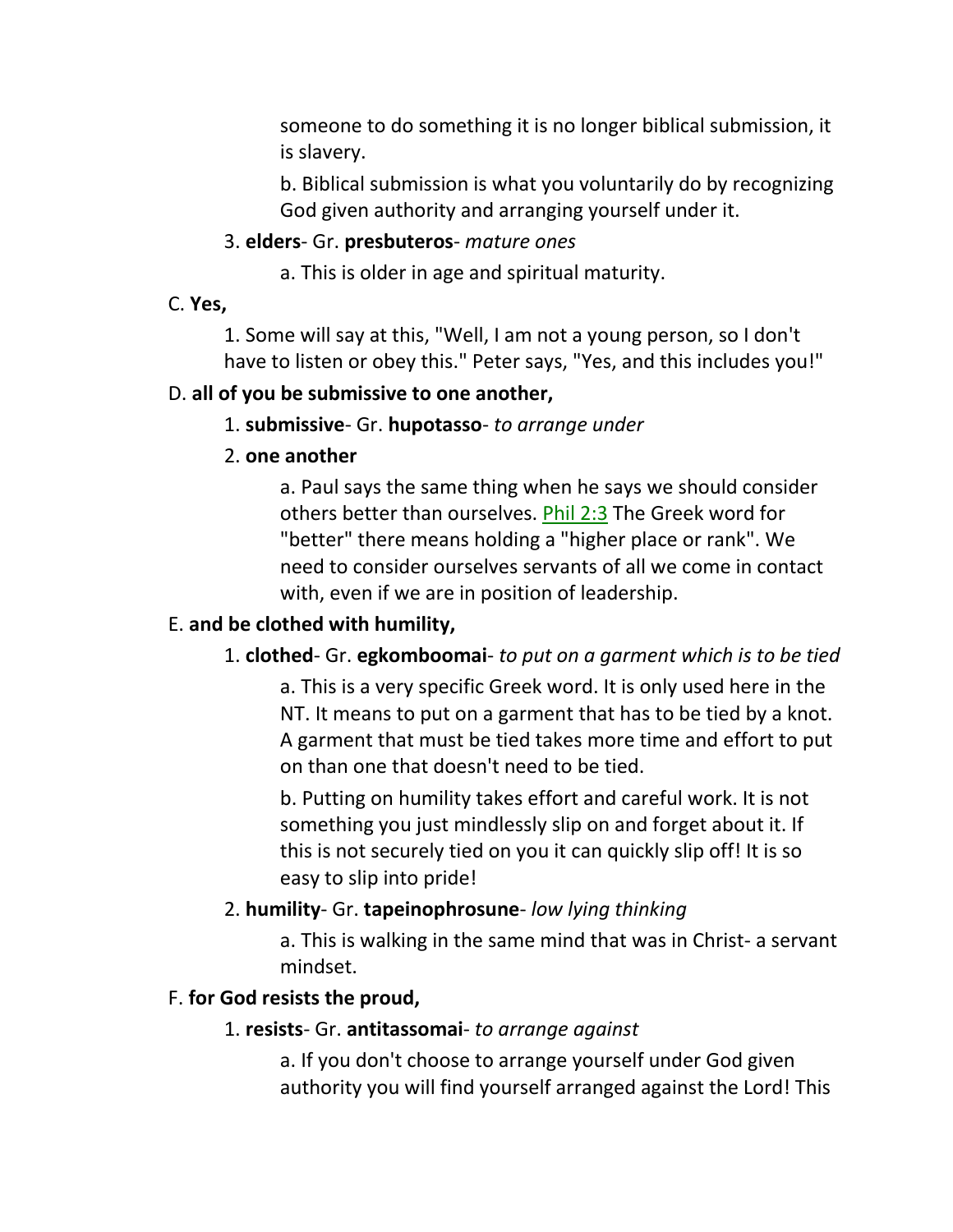someone to do something it is no longer biblical submission, it is slavery.

b. Biblical submission is what you voluntarily do by recognizing God given authority and arranging yourself under it.

3. **elders**- Gr. **presbuteros**- *mature ones*

a. This is older in age and spiritual maturity.

C. **Yes,**

1. Some will say at this, "Well, I am not a young person, so I don't have to listen or obey this." Peter says, "Yes, and this includes you!"

D. **all of you be submissive to one another,**

1. **submissive**- Gr. **hupotasso**- *to arrange under*

2. **one another**

a. Paul says the same thing when he says we should consider others better than ourselves. Phil 2:3 The Greek word for "better" there means holding a "higher place or rank". We need to consider ourselves servants of all we come in contact with, even if we are in position of leadership.

E. **and be clothed with humility,**

1. **clothed**- Gr. **egkomboomai**- *to put on a garment which is to be tied*

a. This is a very specific Greek word. It is only used here in the NT. It means to put on a garment that has to be tied by a knot. A garment that must be tied takes more time and effort to put on than one that doesn't need to be tied.

b. Putting on humility takes effort and careful work. It is not something you just mindlessly slip on and forget about it. If this is not securely tied on you it can quickly slip off! It is so easy to slip into pride!

2. **humility**- Gr. **tapeinophrosune**- *low lying thinking*

a. This is walking in the same mind that was in Christ- a servant mindset.

F. **for God resists the proud,**

1. **resists**- Gr. **antitassomai**- *to arrange against*

a. If you don't choose to arrange yourself under God given authority you will find yourself arranged against the Lord! This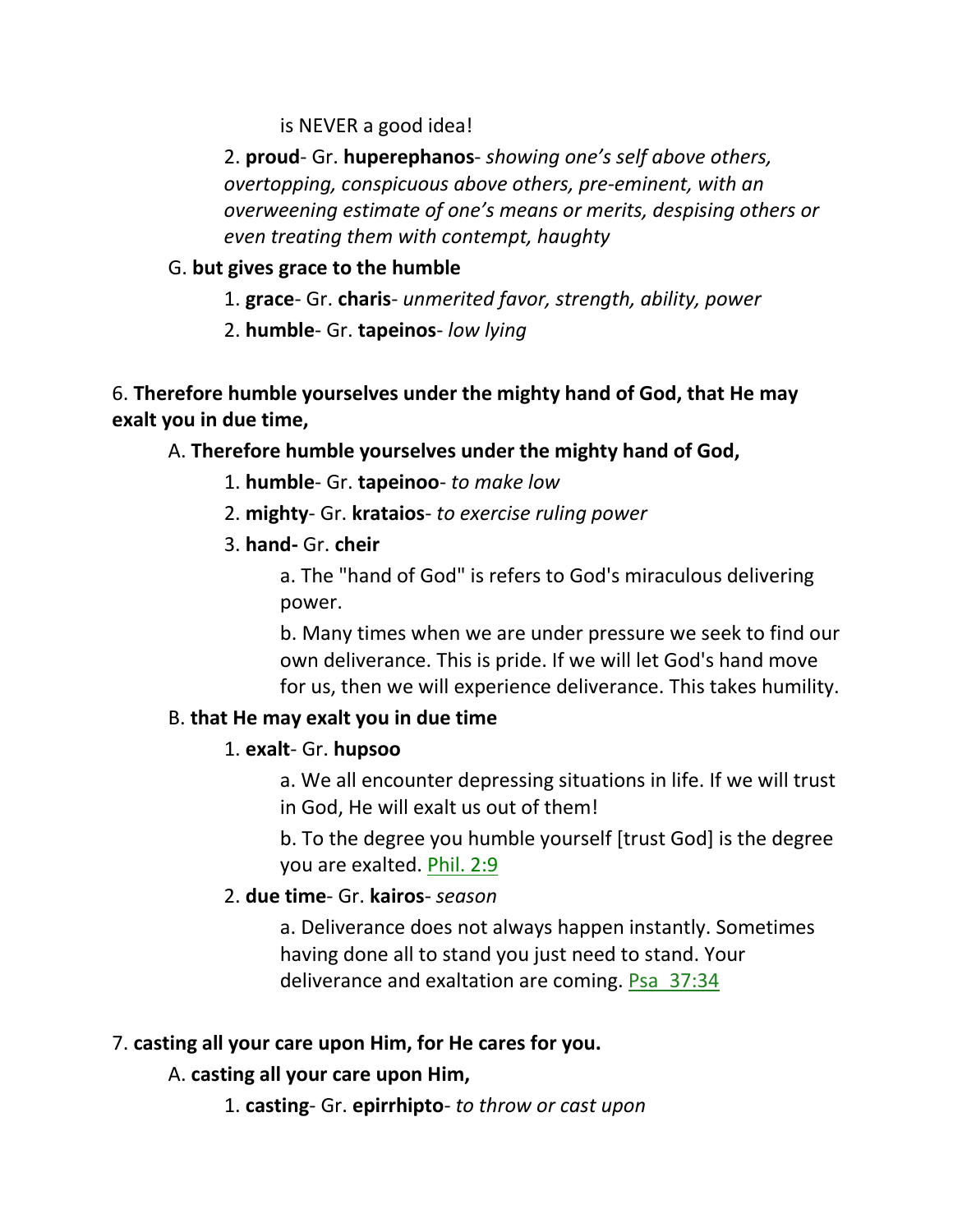is NEVER a good idea!

2. **proud**- Gr. **huperephanos**- *showing one's self above others, overtopping, conspicuous above others, pre-eminent, with an overweening estimate of one's means or merits, despising others or even treating them with contempt, haughty*

G. **but gives grace to the humble**

1. **grace**- Gr. **charis**- *unmerited favor, strength, ability, power*

2. **humble**- Gr. **tapeinos**- *low lying*

6. **Therefore humble yourselves under the mighty hand of God, that He may exalt you in due time,**

A. **Therefore humble yourselves under the mighty hand of God,**

1. **humble**- Gr. **tapeinoo**- *to make low*

2. **mighty**- Gr. **krataios**- *to exercise ruling power*

3. **hand-** Gr. **cheir**

a. The "hand of God" is refers to God's miraculous delivering power.

b. Many times when we are under pressure we seek to find our own deliverance. This is pride. If we will let God's hand move for us, then we will experience deliverance. This takes humility.

B. **that He may exalt you in due time**

1. **exalt**- Gr. **hupsoo**

a. We all encounter depressing situations in life. If we will trust in God, He will exalt us out of them!

b. To the degree you humble yourself [trust God] is the degree you are exalted. Phil. 2:9

2. **due time**- Gr. **kairos**- *season*

a. Deliverance does not always happen instantly. Sometimes having done all to stand you just need to stand. Your deliverance and exaltation are coming. Psa 37:34

7. **casting all your care upon Him, for He cares for you.**

A. **casting all your care upon Him,**

1. **casting**- Gr. **epirrhipto**- *to throw or cast upon*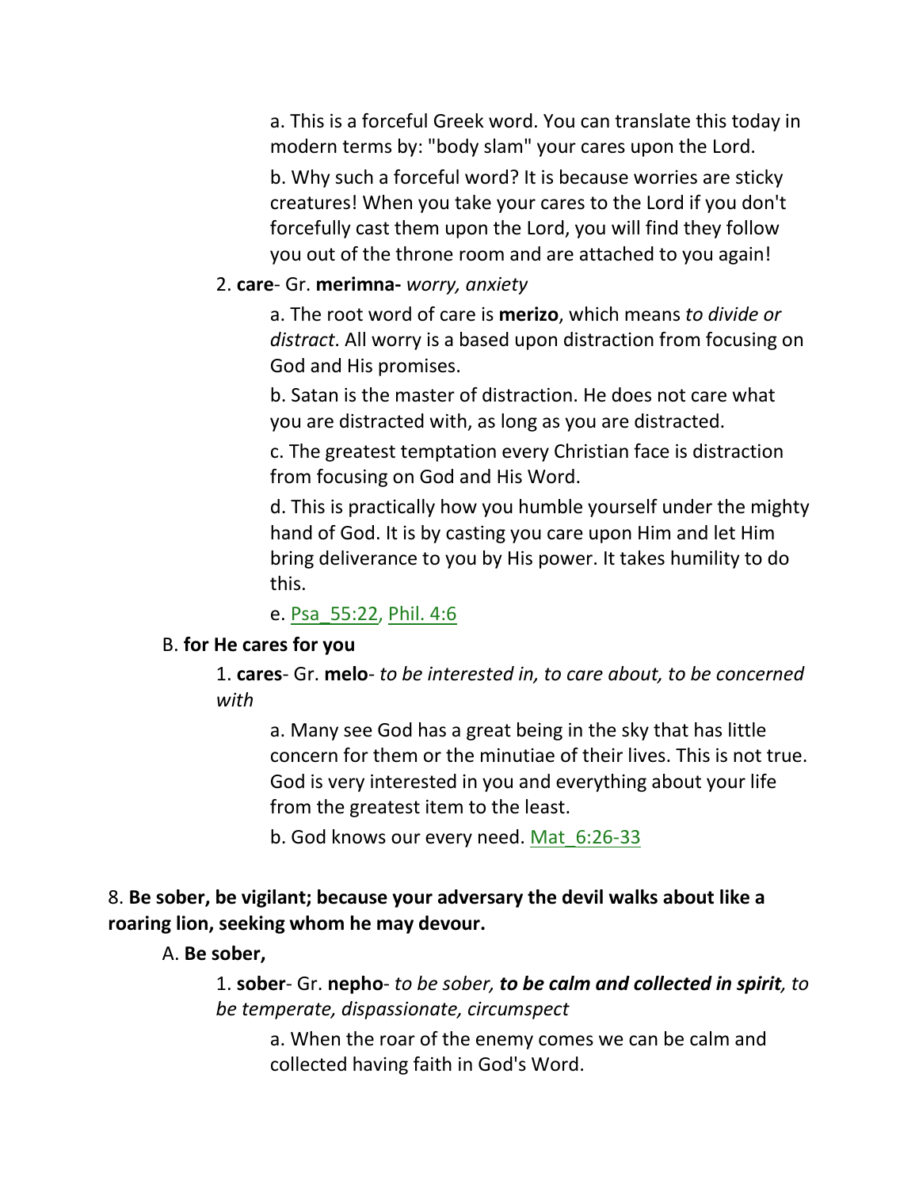a. This is a forceful Greek word. You can translate this today in modern terms by: "body slam" your cares upon the Lord.

b. Why such a forceful word? It is because worries are sticky creatures! When you take your cares to the Lord if you don't forcefully cast them upon the Lord, you will find they follow you out of the throne room and are attached to you again!

2. **care**- Gr. **merimna-** *worry, anxiety*

a. The root word of care is **merizo**, which means *to divide or distract*. All worry is a based upon distraction from focusing on God and His promises.

b. Satan is the master of distraction. He does not care what you are distracted with, as long as you are distracted.

c. The greatest temptation every Christian face is distraction from focusing on God and His Word.

d. This is practically how you humble yourself under the mighty hand of God. It is by casting you care upon Him and let Him bring deliverance to you by His power. It takes humility to do this.

e. Psa_55:22, Phil. 4:6

B. **for He cares for you**

1. **cares**- Gr. **melo**- *to be interested in, to care about, to be concerned with*

a. Many see God has a great being in the sky that has little concern for them or the minutiae of their lives. This is not true. God is very interested in you and everything about your life from the greatest item to the least.

b. God knows our every need. Mat_6:26-33

8. **Be sober, be vigilant; because your adversary the devil walks about like a roaring lion, seeking whom he may devour.**

A. **Be sober,**

1. **sober**- Gr. **nepho**- *to be sober, **to be calm and collected in spirit**, to be temperate, dispassionate, circumspect*

a. When the roar of the enemy comes we can be calm and collected having faith in God's Word.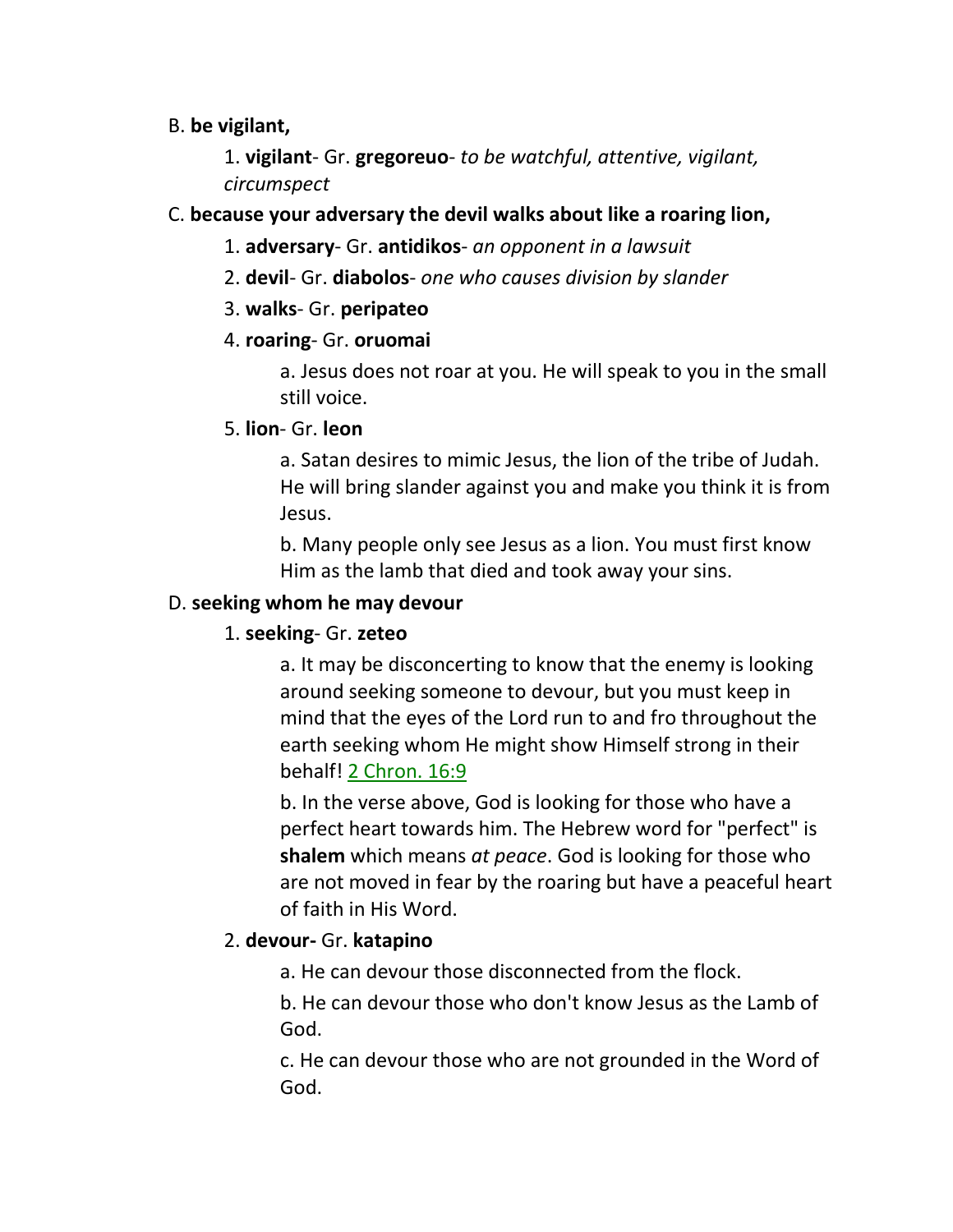B. **be vigilant,**

1. **vigilant**- Gr. **gregoreuo**- *to be watchful, attentive, vigilant, circumspect*

C. **because your adversary the devil walks about like a roaring lion,**

1. **adversary**- Gr. **antidikos**- *an opponent in a lawsuit*
2. **devil**- Gr. **diabolos**- *one who causes division by slander*
3. **walks**- Gr. **peripateo**
4. **roaring**- Gr. **oruomai**

    a. Jesus does not roar at you. He will speak to you in the small still voice.

5. **lion**- Gr. **leon**

    a. Satan desires to mimic Jesus, the lion of the tribe of Judah. He will bring slander against you and make you think it is from Jesus.

    b. Many people only see Jesus as a lion. You must first know Him as the lamb that died and took away your sins.

D. **seeking whom he may devour**

1. **seeking**- Gr. **zeteo**

    a. It may be disconcerting to know that the enemy is looking around seeking someone to devour, but you must keep in mind that the eyes of the Lord run to and fro throughout the earth seeking whom He might show Himself strong in their behalf! 2 Chron. 16:9

    b. In the verse above, God is looking for those who have a perfect heart towards him. The Hebrew word for "perfect" is **shalem** which means *at peace*. God is looking for those who are not moved in fear by the roaring but have a peaceful heart of faith in His Word.

2. **devour-** Gr. **katapino**

    a. He can devour those disconnected from the flock.

    b. He can devour those who don't know Jesus as the Lamb of God.

    c. He can devour those who are not grounded in the Word of God.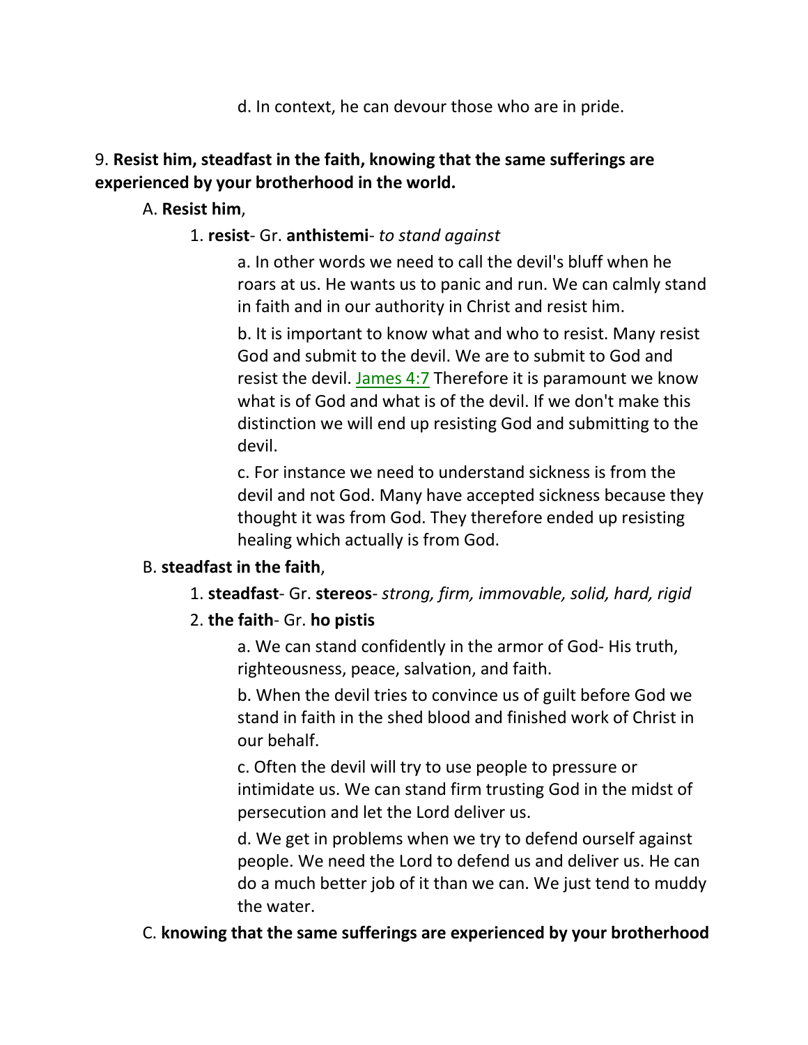d. In context, he can devour those who are in pride.

9. **Resist him, steadfast in the faith, knowing that the same sufferings are experienced by your brotherhood in the world.**

A. **Resist him**,

1. **resist**- Gr. **anthistemi**- *to stand against*

a. In other words we need to call the devil's bluff when he roars at us. He wants us to panic and run. We can calmly stand in faith and in our authority in Christ and resist him.

b. It is important to know what and who to resist. Many resist God and submit to the devil. We are to submit to God and resist the devil. James 4:7 Therefore it is paramount we know what is of God and what is of the devil. If we don't make this distinction we will end up resisting God and submitting to the devil.

c. For instance we need to understand sickness is from the devil and not God. Many have accepted sickness because they thought it was from God. They therefore ended up resisting healing which actually is from God.

B. **steadfast in the faith**,

1. **steadfast**- Gr. **stereos**- *strong, firm, immovable, solid, hard, rigid*

2. **the faith**- Gr. **ho pistis**

a. We can stand confidently in the armor of God- His truth, righteousness, peace, salvation, and faith.

b. When the devil tries to convince us of guilt before God we stand in faith in the shed blood and finished work of Christ in our behalf.

c. Often the devil will try to use people to pressure or intimidate us. We can stand firm trusting God in the midst of persecution and let the Lord deliver us.

d. We get in problems when we try to defend ourself against people. We need the Lord to defend us and deliver us. He can do a much better job of it than we can. We just tend to muddy the water.

C. **knowing that the same sufferings are experienced by your brotherhood**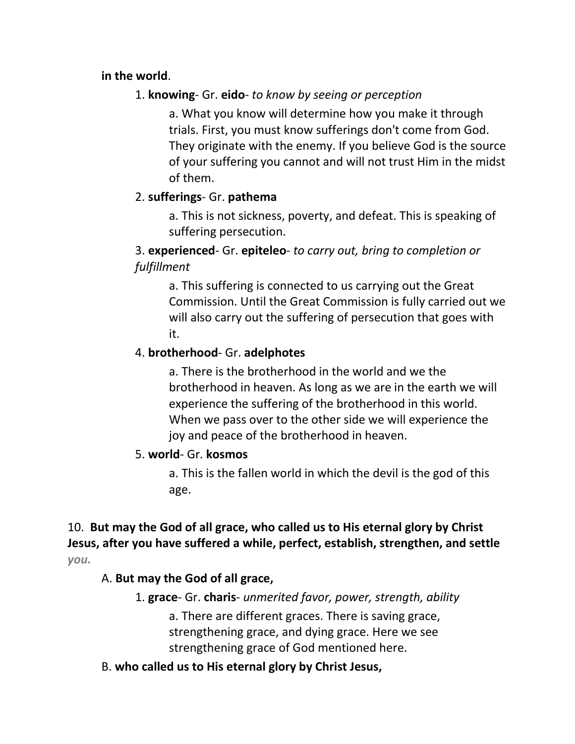**in the world**.

1. **knowing**- Gr. **eido**- *to know by seeing or perception*

    a. What you know will determine how you make it through trials. First, you must know sufferings don't come from God. They originate with the enemy. If you believe God is the source of your suffering you cannot and will not trust Him in the midst of them.

2. **sufferings**- Gr. **pathema**

    a. This is not sickness, poverty, and defeat. This is speaking of suffering persecution.

3. **experienced**- Gr. **epiteleo**- *to carry out, bring to completion or fulfillment*

    a. This suffering is connected to us carrying out the Great Commission. Until the Great Commission is fully carried out we will also carry out the suffering of persecution that goes with it.

4. **brotherhood**- Gr. **adelphotes**

    a. There is the brotherhood in the world and we the brotherhood in heaven. As long as we are in the earth we will experience the suffering of the brotherhood in this world. When we pass over to the other side we will experience the joy and peace of the brotherhood in heaven.

5. **world**- Gr. **kosmos**

    a. This is the fallen world in which the devil is the god of this age.

10. **But may the God of all grace, who called us to His eternal glory by Christ Jesus, after you have suffered a while, perfect, establish, strengthen, and settle** ***you.***

A. **But may the God of all grace,**

1. **grace**- Gr. **charis**- *unmerited favor, power, strength, ability*

    a. There are different graces. There is saving grace, strengthening grace, and dying grace. Here we see strengthening grace of God mentioned here.

B. **who called us to His eternal glory by Christ Jesus,**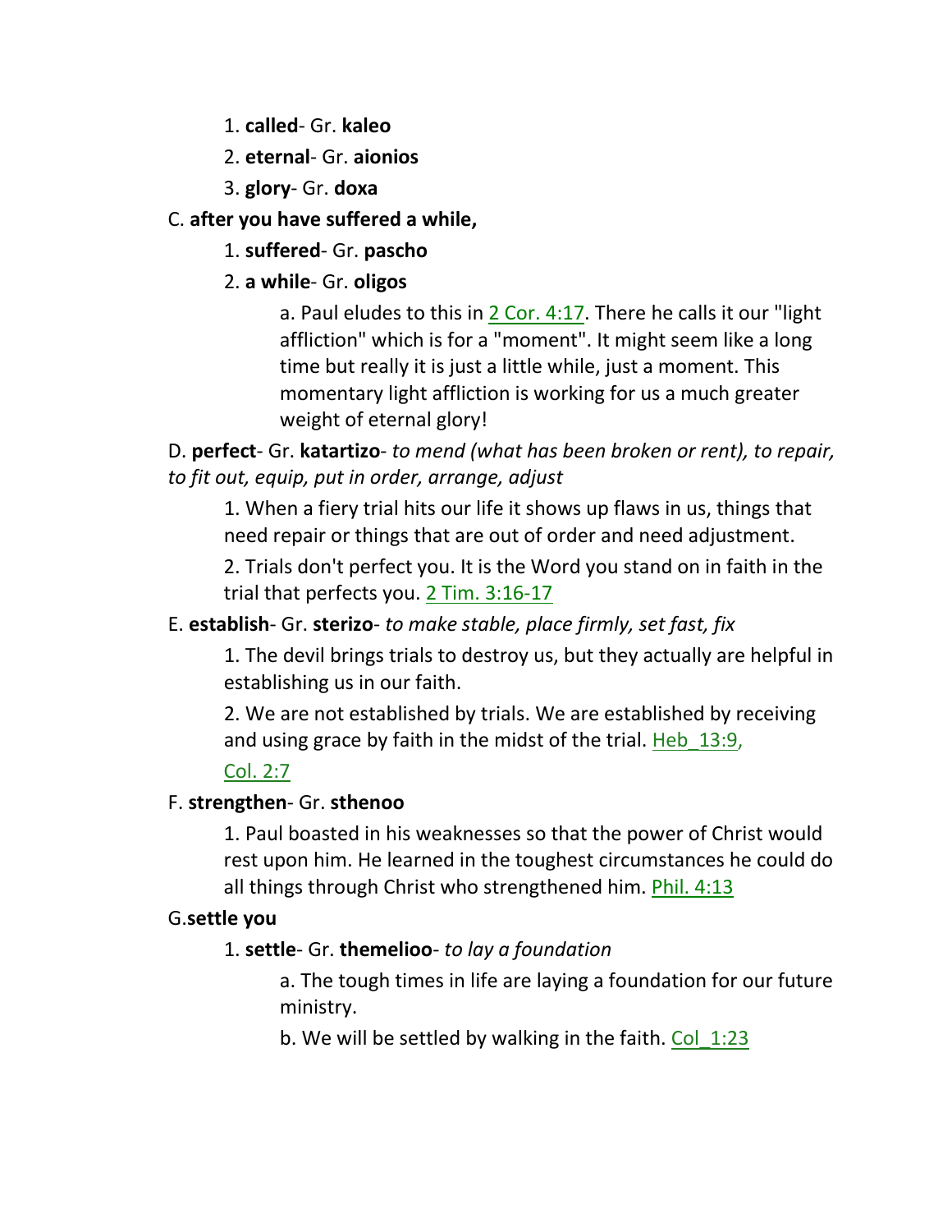1. **called**- Gr. **kaleo**
2. **eternal**- Gr. **aionios**
3. **glory**- Gr. **doxa**

C. **after you have suffered a while,**

1. **suffered**- Gr. **pascho**
2. **a while**- Gr. **oligos**

a. Paul eludes to this in 2 Cor. 4:17. There he calls it our "light affliction" which is for a "moment". It might seem like a long time but really it is just a little while, just a moment. This momentary light affliction is working for us a much greater weight of eternal glory!

D. **perfect**- Gr. **katartizo**- *to mend (what has been broken or rent), to repair, to fit out, equip, put in order, arrange, adjust*

1. When a fiery trial hits our life it shows up flaws in us, things that need repair or things that are out of order and need adjustment.

2. Trials don't perfect you. It is the Word you stand on in faith in the trial that perfects you. 2 Tim. 3:16-17

E. **establish**- Gr. **sterizo**- *to make stable, place firmly, set fast, fix*

1. The devil brings trials to destroy us, but they actually are helpful in establishing us in our faith.

2. We are not established by trials. We are established by receiving and using grace by faith in the midst of the trial. Heb_13:9, Col. 2:7

F. **strengthen**- Gr. **sthenoo**

1. Paul boasted in his weaknesses so that the power of Christ would rest upon him. He learned in the toughest circumstances he could do all things through Christ who strengthened him. Phil. 4:13

G.**settle you**

1. **settle**- Gr. **themelioo**- *to lay a foundation*

a. The tough times in life are laying a foundation for our future ministry.

b. We will be settled by walking in the faith. Col_1:23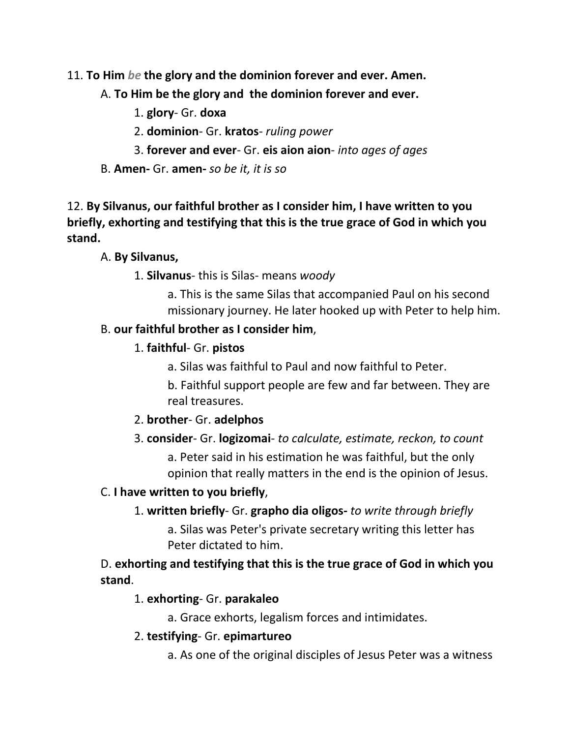11. **To Him *be* the glory and the dominion forever and ever. Amen.**

A. **To Him be the glory and the dominion forever and ever.**

1. **glory**- Gr. **doxa**

2. **dominion**- Gr. **kratos**- *ruling power*

3. **forever and ever**- Gr. **eis aion aion**- *into ages of ages*

B. **Amen-** Gr. **amen-** *so be it, it is so*

12. **By Silvanus, our faithful brother as I consider him, I have written to you briefly, exhorting and testifying that this is the true grace of God in which you stand.**

A. **By Silvanus,**

1. **Silvanus**- this is Silas- means *woody*

a. This is the same Silas that accompanied Paul on his second missionary journey. He later hooked up with Peter to help him.

B. **our faithful brother as I consider him**,

1. **faithful**- Gr. **pistos**

a. Silas was faithful to Paul and now faithful to Peter.

b. Faithful support people are few and far between. They are real treasures.

2. **brother**- Gr. **adelphos**

3. **consider**- Gr. **logizomai**- *to calculate, estimate, reckon, to count*

a. Peter said in his estimation he was faithful, but the only opinion that really matters in the end is the opinion of Jesus.

C. **I have written to you briefly**,

1. **written briefly**- Gr. **grapho dia oligos-** *to write through briefly*

a. Silas was Peter's private secretary writing this letter has Peter dictated to him.

D. **exhorting and testifying that this is the true grace of God in which you stand**.

1. **exhorting**- Gr. **parakaleo**

a. Grace exhorts, legalism forces and intimidates.

2. **testifying**- Gr. **epimartureo**

a. As one of the original disciples of Jesus Peter was a witness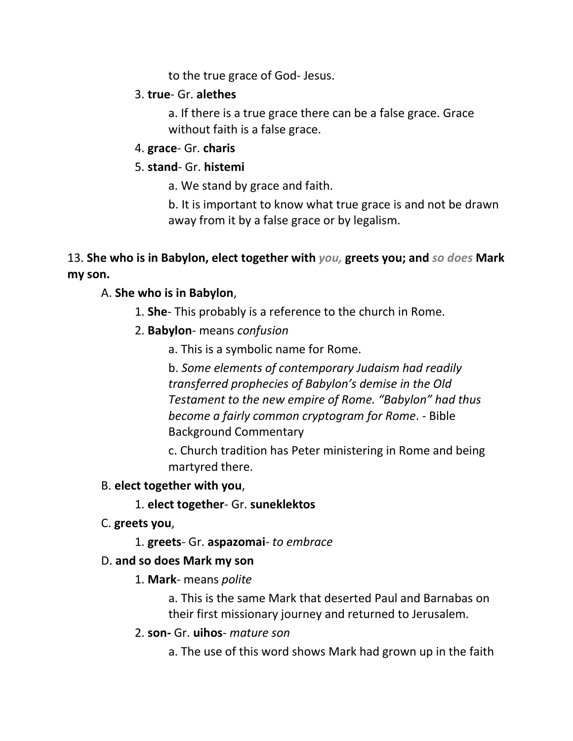to the true grace of God- Jesus.

3. **true**- Gr. **alethes**

    a. If there is a true grace there can be a false grace. Grace without faith is a false grace.

4. **grace**- Gr. **charis**

5. **stand**- Gr. **histemi**

    a. We stand by grace and faith.

    b. It is important to know what true grace is and not be drawn away from it by a false grace or by legalism.

13. **She who is in Babylon, elect together with *you,* greets you; and *so does* Mark my son.**

A. **She who is in Babylon**,

1. **She**- This probably is a reference to the church in Rome.

2. **Babylon**- means *confusion*

    a. This is a symbolic name for Rome.

    b. *Some elements of contemporary Judaism had readily transferred prophecies of Babylon's demise in the Old Testament to the new empire of Rome. "Babylon" had thus become a fairly common cryptogram for Rome*. - Bible Background Commentary

    c. Church tradition has Peter ministering in Rome and being martyred there.

B. **elect together with you**,

1. **elect together**- Gr. **suneklektos**

C. **greets you**,

1. **greets**- Gr. **aspazomai**- *to embrace*

D. **and so does Mark my son**

1. **Mark**- means *polite*

    a. This is the same Mark that deserted Paul and Barnabas on their first missionary journey and returned to Jerusalem.

2. **son-** Gr. **uihos**- *mature son*

    a. The use of this word shows Mark had grown up in the faith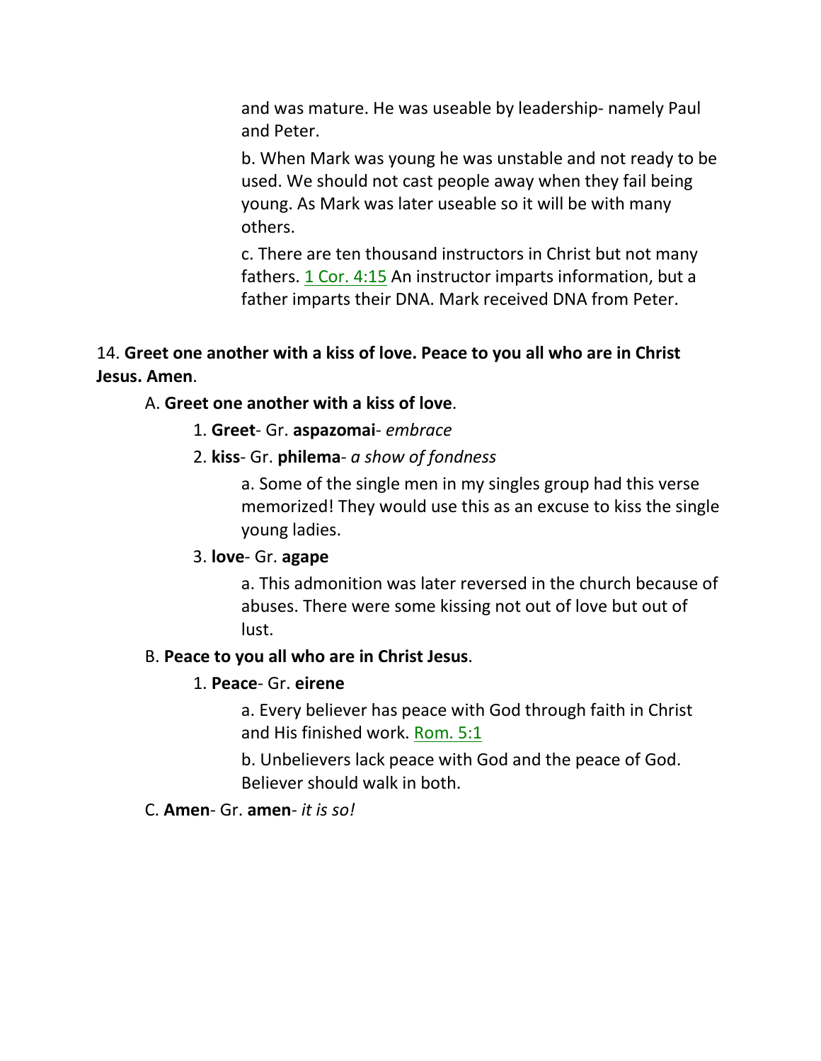and was mature. He was useable by leadership- namely Paul and Peter.

b. When Mark was young he was unstable and not ready to be used. We should not cast people away when they fail being young. As Mark was later useable so it will be with many others.

c. There are ten thousand instructors in Christ but not many fathers. 1 Cor. 4:15 An instructor imparts information, but a father imparts their DNA. Mark received DNA from Peter.

14. **Greet one another with a kiss of love. Peace to you all who are in Christ Jesus. Amen**.

A. **Greet one another with a kiss of love**.

1. **Greet**- Gr. **aspazomai**- *embrace*

2. **kiss**- Gr. **philema**- *a show of fondness*

a. Some of the single men in my singles group had this verse memorized! They would use this as an excuse to kiss the single young ladies.

3. **love**- Gr. **agape**

a. This admonition was later reversed in the church because of abuses. There were some kissing not out of love but out of lust.

B. **Peace to you all who are in Christ Jesus**.

1. **Peace**- Gr. **eirene**

a. Every believer has peace with God through faith in Christ and His finished work. Rom. 5:1

b. Unbelievers lack peace with God and the peace of God. Believer should walk in both.

C. **Amen**- Gr. **amen**- *it is so!*